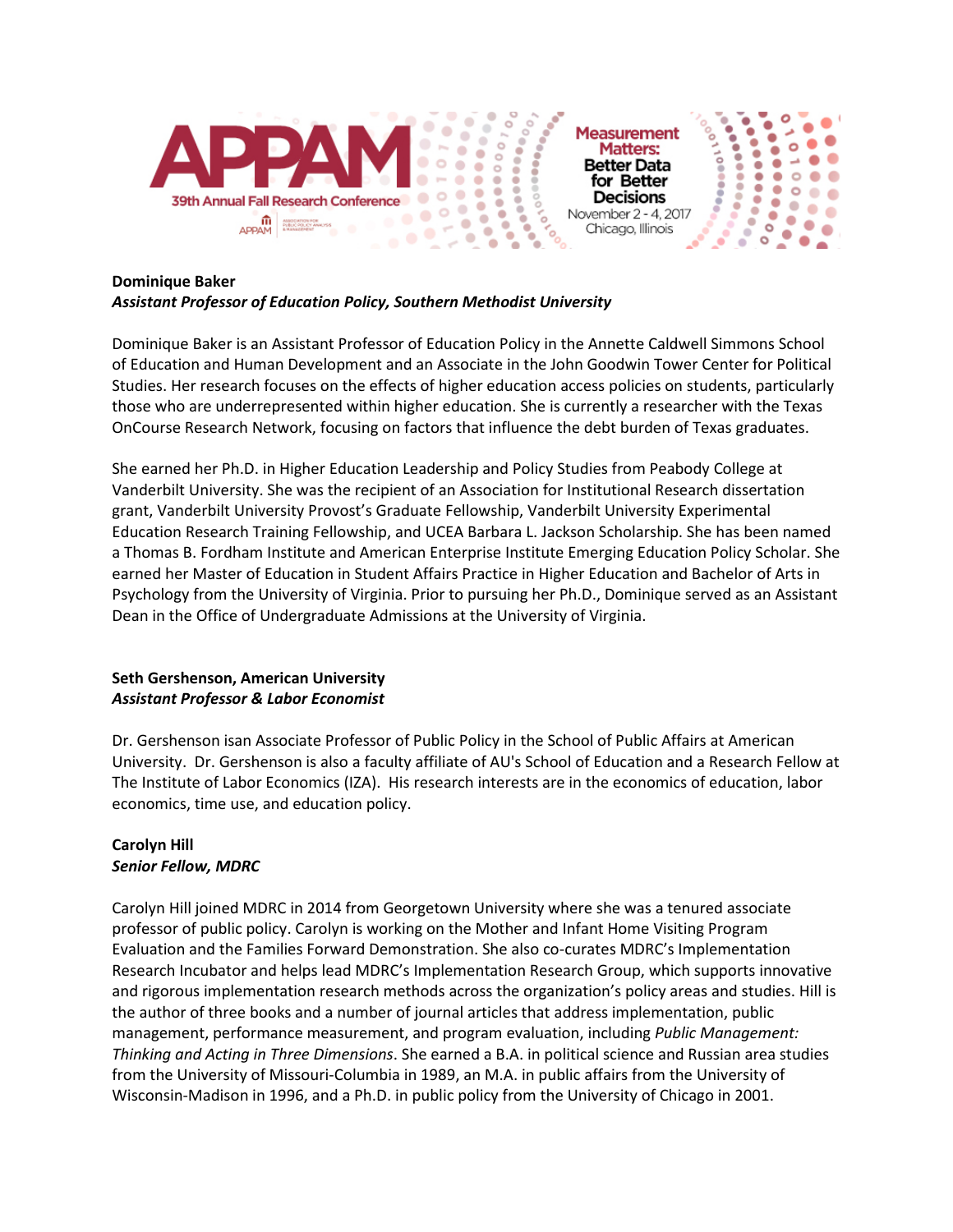**Dominique Baker**
***Assistant Professor of Education Policy, Southern Methodist University***

Dominique Baker is an Assistant Professor of Education Policy in the Annette Caldwell Simmons School of Education and Human Development and an Associate in the John Goodwin Tower Center for Political Studies. Her research focuses on the effects of higher education access policies on students, particularly those who are underrepresented within higher education. She is currently a researcher with the Texas OnCourse Research Network, focusing on factors that influence the debt burden of Texas graduates.

She earned her Ph.D. in Higher Education Leadership and Policy Studies from Peabody College at Vanderbilt University. She was the recipient of an Association for Institutional Research dissertation grant, Vanderbilt University Provost's Graduate Fellowship, Vanderbilt University Experimental Education Research Training Fellowship, and UCEA Barbara L. Jackson Scholarship. She has been named a Thomas B. Fordham Institute and American Enterprise Institute Emerging Education Policy Scholar. She earned her Master of Education in Student Affairs Practice in Higher Education and Bachelor of Arts in Psychology from the University of Virginia. Prior to pursuing her Ph.D., Dominique served as an Assistant Dean in the Office of Undergraduate Admissions at the University of Virginia.

**Seth Gershenson, American University**
***Assistant Professor & Labor Economist***

Dr. Gershenson isan Associate Professor of Public Policy in the School of Public Affairs at American University. Dr. Gershenson is also a faculty affiliate of AU's School of Education and a Research Fellow at The Institute of Labor Economics (IZA). His research interests are in the economics of education, labor economics, time use, and education policy.

**Carolyn Hill**
***Senior Fellow, MDRC***

Carolyn Hill joined MDRC in 2014 from Georgetown University where she was a tenured associate professor of public policy. Carolyn is working on the Mother and Infant Home Visiting Program Evaluation and the Families Forward Demonstration. She also co-curates MDRC's Implementation Research Incubator and helps lead MDRC's Implementation Research Group, which supports innovative and rigorous implementation research methods across the organization's policy areas and studies. Hill is the author of three books and a number of journal articles that address implementation, public management, performance measurement, and program evaluation, including *Public Management: Thinking and Acting in Three Dimensions*. She earned a B.A. in political science and Russian area studies from the University of Missouri-Columbia in 1989, an M.A. in public affairs from the University of Wisconsin-Madison in 1996, and a Ph.D. in public policy from the University of Chicago in 2001.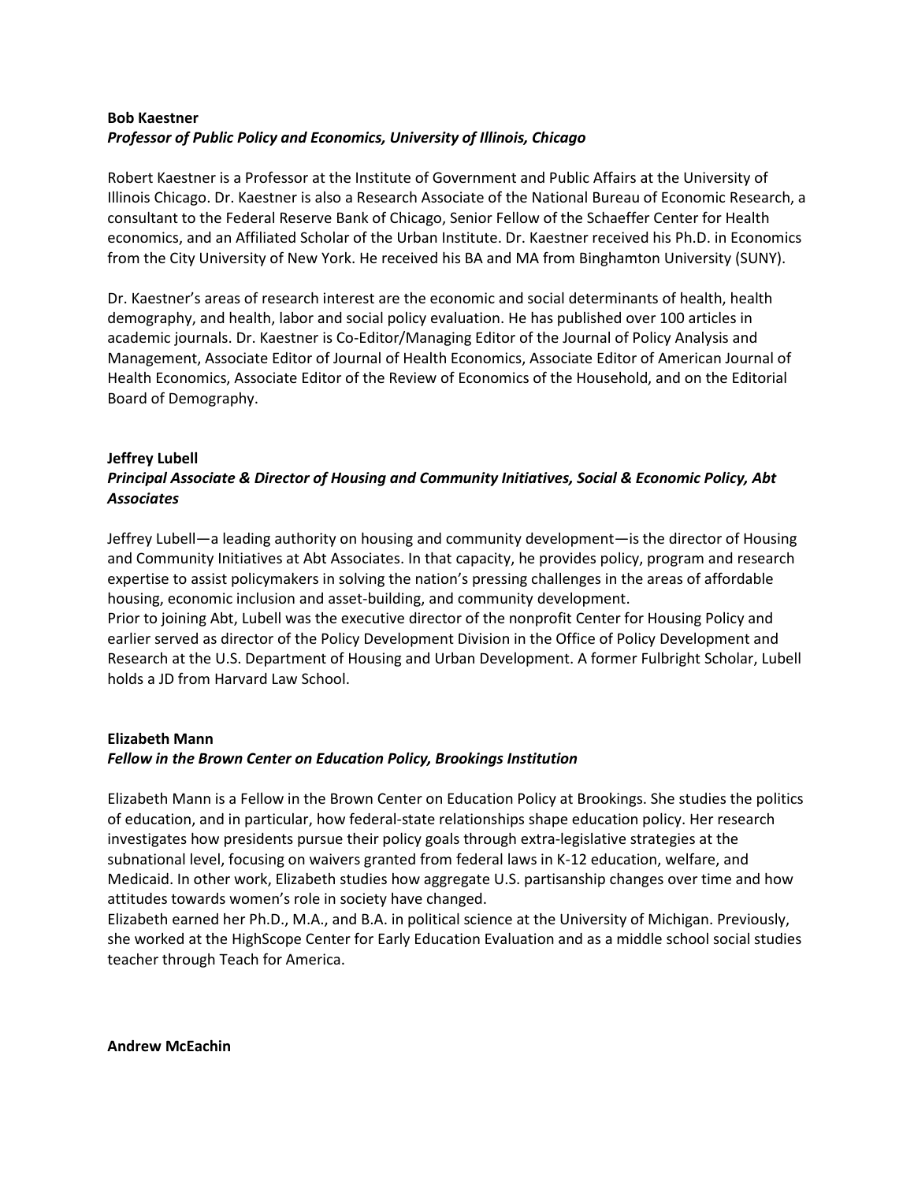**Bob Kaestner**
***Professor of Public Policy and Economics, University of Illinois, Chicago***

Robert Kaestner is a Professor at the Institute of Government and Public Affairs at the University of Illinois Chicago. Dr. Kaestner is also a Research Associate of the National Bureau of Economic Research, a consultant to the Federal Reserve Bank of Chicago, Senior Fellow of the Schaeffer Center for Health economics, and an Affiliated Scholar of the Urban Institute. Dr. Kaestner received his Ph.D. in Economics from the City University of New York. He received his BA and MA from Binghamton University (SUNY).

Dr. Kaestner's areas of research interest are the economic and social determinants of health, health demography, and health, labor and social policy evaluation. He has published over 100 articles in academic journals. Dr. Kaestner is Co-Editor/Managing Editor of the Journal of Policy Analysis and Management, Associate Editor of Journal of Health Economics, Associate Editor of American Journal of Health Economics, Associate Editor of the Review of Economics of the Household, and on the Editorial Board of Demography.

**Jeffrey Lubell**
***Principal Associate & Director of Housing and Community Initiatives, Social & Economic Policy, Abt Associates***

Jeffrey Lubell—a leading authority on housing and community development—is the director of Housing and Community Initiatives at Abt Associates. In that capacity, he provides policy, program and research expertise to assist policymakers in solving the nation's pressing challenges in the areas of affordable housing, economic inclusion and asset-building, and community development.
Prior to joining Abt, Lubell was the executive director of the nonprofit Center for Housing Policy and earlier served as director of the Policy Development Division in the Office of Policy Development and Research at the U.S. Department of Housing and Urban Development. A former Fulbright Scholar, Lubell holds a JD from Harvard Law School.

**Elizabeth Mann**
***Fellow in the Brown Center on Education Policy, Brookings Institution***

Elizabeth Mann is a Fellow in the Brown Center on Education Policy at Brookings. She studies the politics of education, and in particular, how federal-state relationships shape education policy. Her research investigates how presidents pursue their policy goals through extra-legislative strategies at the subnational level, focusing on waivers granted from federal laws in K-12 education, welfare, and Medicaid. In other work, Elizabeth studies how aggregate U.S. partisanship changes over time and how attitudes towards women's role in society have changed.
Elizabeth earned her Ph.D., M.A., and B.A. in political science at the University of Michigan. Previously, she worked at the HighScope Center for Early Education Evaluation and as a middle school social studies teacher through Teach for America.

**Andrew McEachin**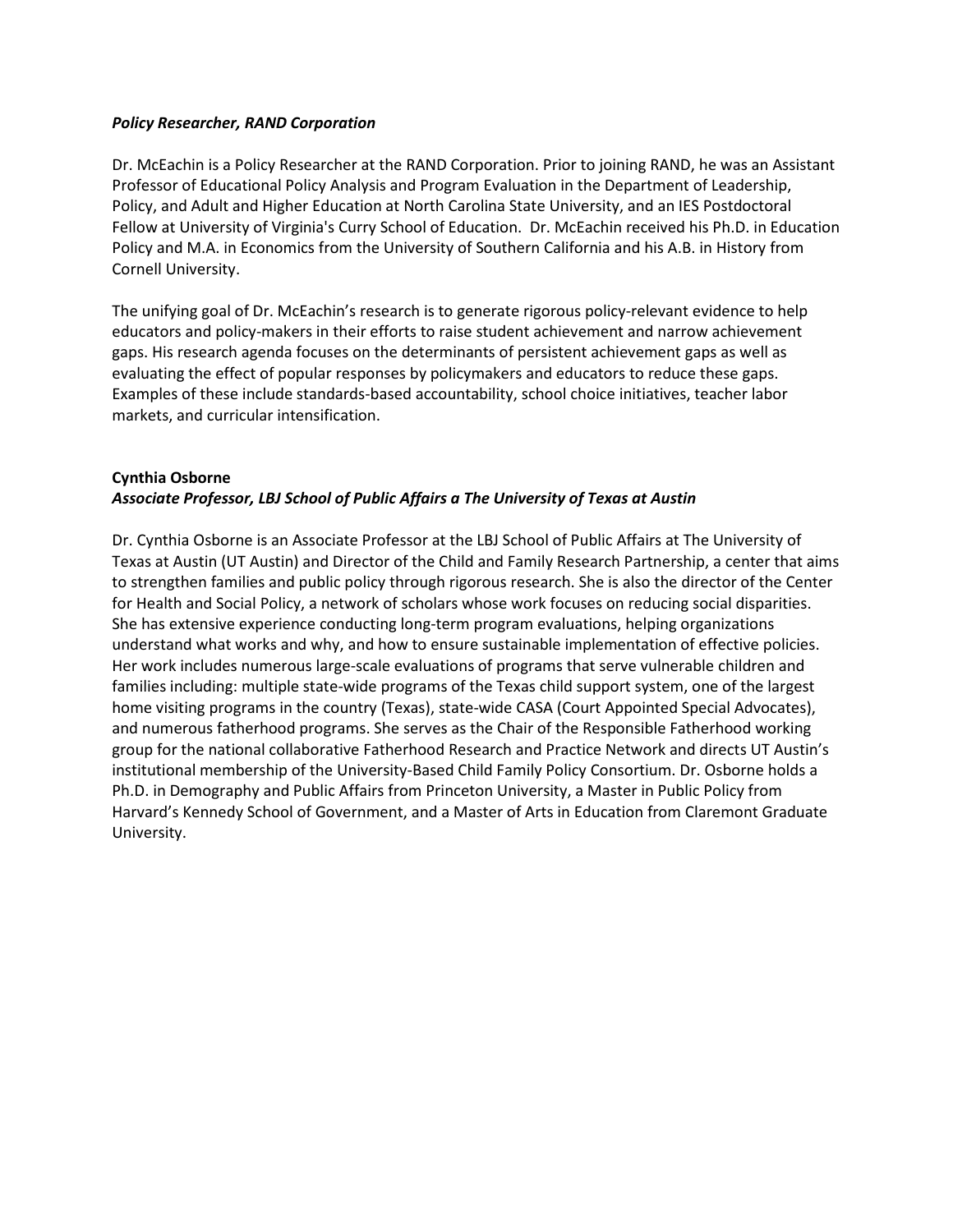***Policy Researcher, RAND Corporation***

Dr. McEachin is a Policy Researcher at the RAND Corporation. Prior to joining RAND, he was an Assistant Professor of Educational Policy Analysis and Program Evaluation in the Department of Leadership, Policy, and Adult and Higher Education at North Carolina State University, and an IES Postdoctoral Fellow at University of Virginia's Curry School of Education. Dr. McEachin received his Ph.D. in Education Policy and M.A. in Economics from the University of Southern California and his A.B. in History from Cornell University.

The unifying goal of Dr. McEachin's research is to generate rigorous policy-relevant evidence to help educators and policy-makers in their efforts to raise student achievement and narrow achievement gaps. His research agenda focuses on the determinants of persistent achievement gaps as well as evaluating the effect of popular responses by policymakers and educators to reduce these gaps. Examples of these include standards-based accountability, school choice initiatives, teacher labor markets, and curricular intensification.

**Cynthia Osborne**
***Associate Professor, LBJ School of Public Affairs a The University of Texas at Austin***

Dr. Cynthia Osborne is an Associate Professor at the LBJ School of Public Affairs at The University of Texas at Austin (UT Austin) and Director of the Child and Family Research Partnership, a center that aims to strengthen families and public policy through rigorous research. She is also the director of the Center for Health and Social Policy, a network of scholars whose work focuses on reducing social disparities. She has extensive experience conducting long-term program evaluations, helping organizations understand what works and why, and how to ensure sustainable implementation of effective policies. Her work includes numerous large-scale evaluations of programs that serve vulnerable children and families including: multiple state-wide programs of the Texas child support system, one of the largest home visiting programs in the country (Texas), state-wide CASA (Court Appointed Special Advocates), and numerous fatherhood programs. She serves as the Chair of the Responsible Fatherhood working group for the national collaborative Fatherhood Research and Practice Network and directs UT Austin's institutional membership of the University-Based Child Family Policy Consortium. Dr. Osborne holds a Ph.D. in Demography and Public Affairs from Princeton University, a Master in Public Policy from Harvard's Kennedy School of Government, and a Master of Arts in Education from Claremont Graduate University.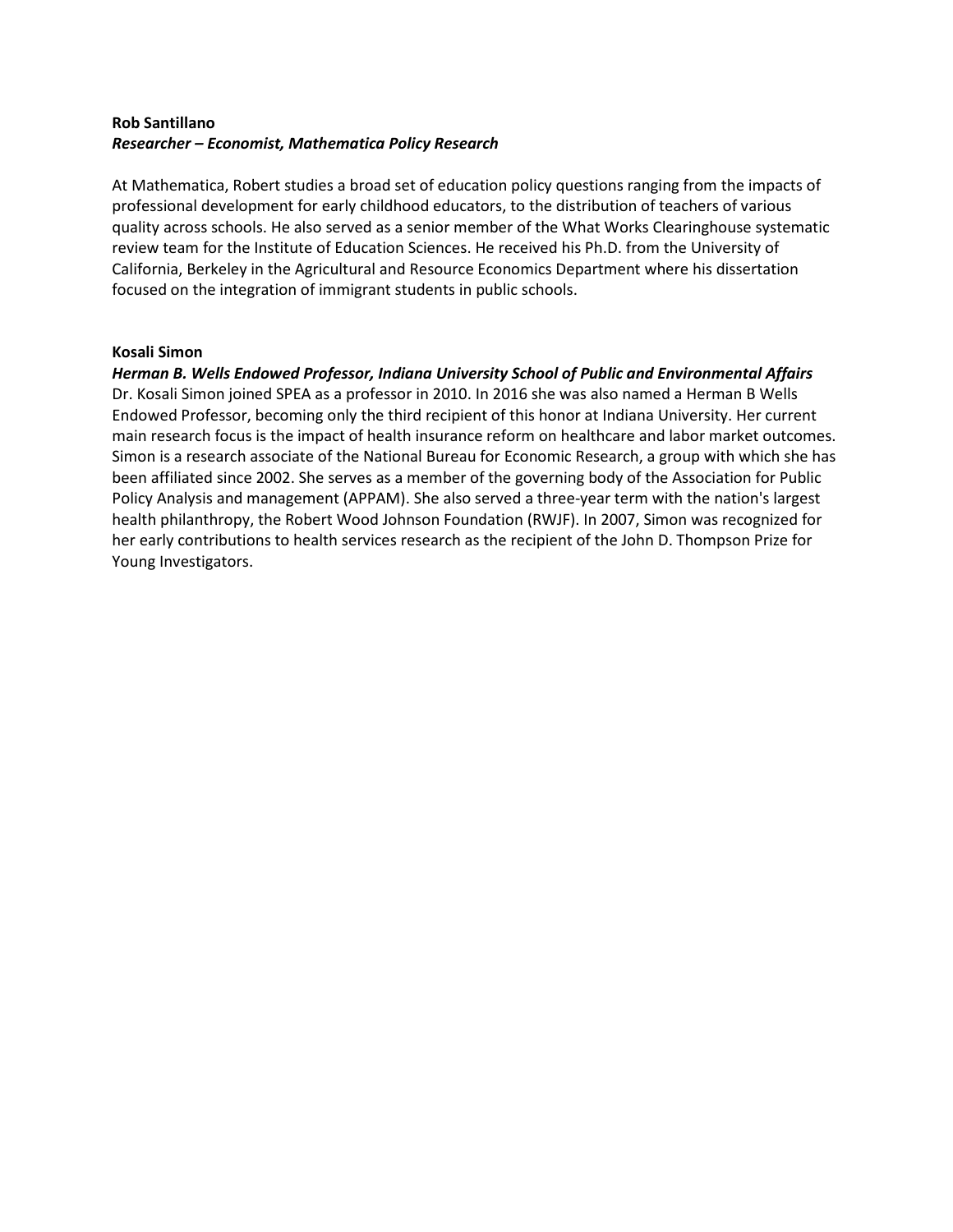**Rob Santillano**
***Researcher – Economist, Mathematica Policy Research***

At Mathematica, Robert studies a broad set of education policy questions ranging from the impacts of professional development for early childhood educators, to the distribution of teachers of various quality across schools. He also served as a senior member of the What Works Clearinghouse systematic review team for the Institute of Education Sciences. He received his Ph.D. from the University of California, Berkeley in the Agricultural and Resource Economics Department where his dissertation focused on the integration of immigrant students in public schools.

**Kosali Simon**
***Herman B. Wells Endowed Professor, Indiana University School of Public and Environmental Affairs***
Dr. Kosali Simon joined SPEA as a professor in 2010. In 2016 she was also named a Herman B Wells Endowed Professor, becoming only the third recipient of this honor at Indiana University. Her current main research focus is the impact of health insurance reform on healthcare and labor market outcomes. Simon is a research associate of the National Bureau for Economic Research, a group with which she has been affiliated since 2002. She serves as a member of the governing body of the Association for Public Policy Analysis and management (APPAM). She also served a three-year term with the nation's largest health philanthropy, the Robert Wood Johnson Foundation (RWJF). In 2007, Simon was recognized for her early contributions to health services research as the recipient of the John D. Thompson Prize for Young Investigators.